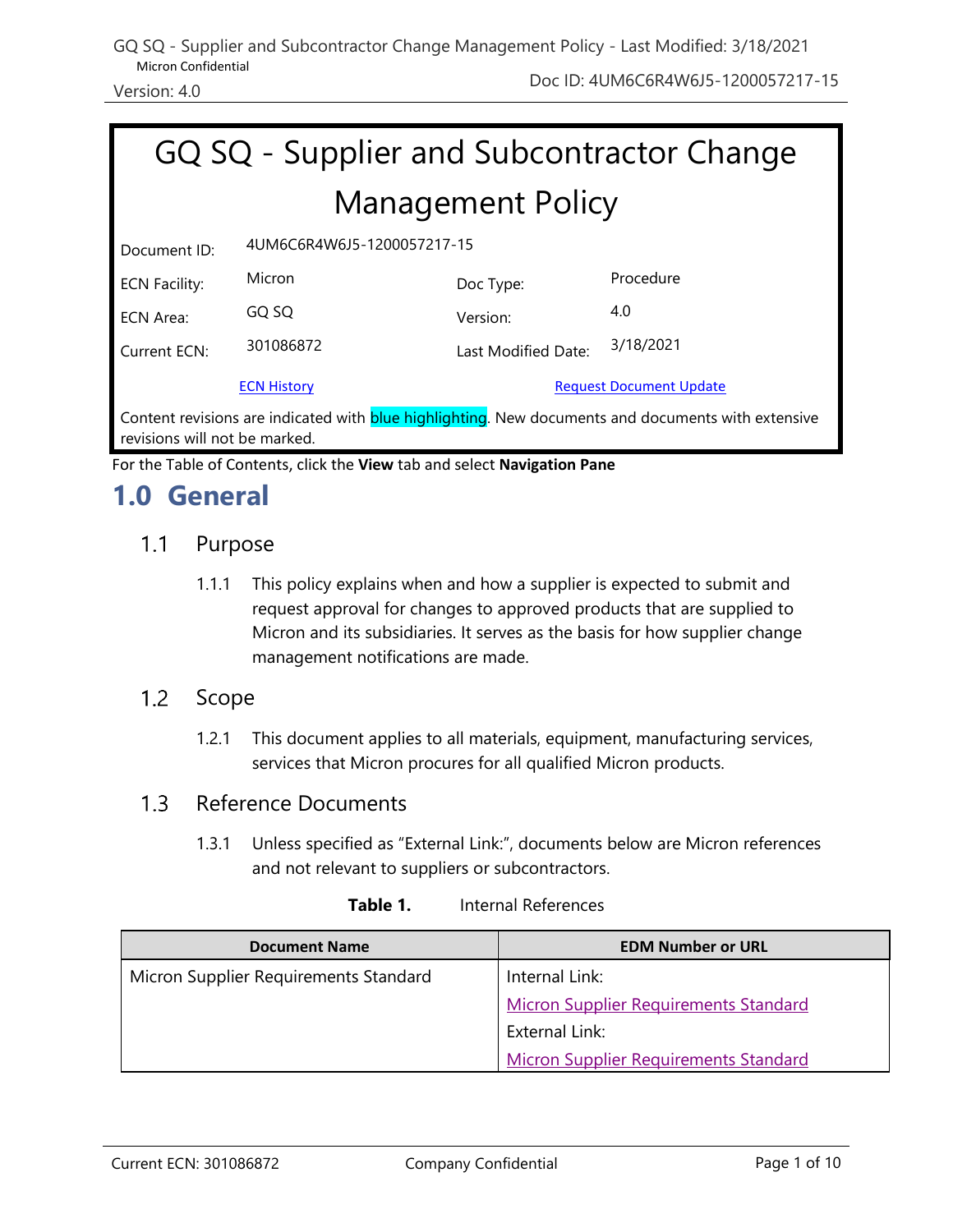# GQ SQ - Supplier and Subcontractor Change Management Policy

| Document ID: | 4UM6C6R4W6J5-1200057217-15 | | |
|---|---|---|---|
| ECN Facility: | Micron | Doc Type: | Procedure |
| ECN Area: | GQ SQ | Version: | 4.0 |
| Current ECN: | 301086872 | Last Modified Date: | 3/18/2021 |
| | ECN History | | Request Document Update |

Content revisions are indicated with blue highlighting. New documents and documents with extensive revisions will not be marked.

For the Table of Contents, click the **View** tab and select **Navigation Pane**

## 1.0 General

### 1.1 Purpose

1.1.1 This policy explains when and how a supplier is expected to submit and request approval for changes to approved products that are supplied to Micron and its subsidiaries. It serves as the basis for how supplier change management notifications are made.

### 1.2 Scope

1.2.1 This document applies to all materials, equipment, manufacturing services, services that Micron procures for all qualified Micron products.

### 1.3 Reference Documents

1.3.1 Unless specified as "External Link:", documents below are Micron references and not relevant to suppliers or subcontractors.

**Table 1.** Internal References

| Document Name | EDM Number or URL |
|---|---|
| Micron Supplier Requirements Standard | Internal Link:<br>Micron Supplier Requirements Standard<br>External Link:<br>Micron Supplier Requirements Standard |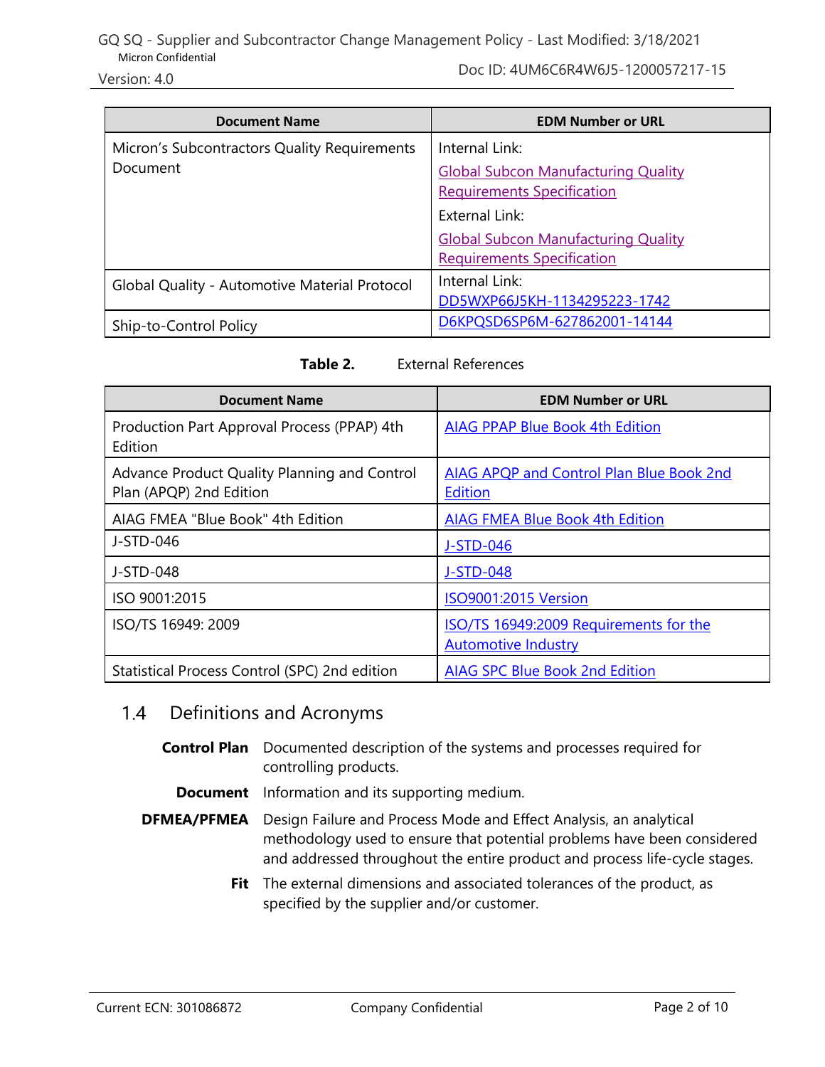| Document Name | EDM Number or URL |
|---|---|
| Micron's Subcontractors Quality Requirements Document | Internal Link: Global Subcon Manufacturing Quality Requirements Specification<br>External Link: Global Subcon Manufacturing Quality Requirements Specification |
| Global Quality - Automotive Material Protocol | Internal Link: DD5WXP66J5KH-1134295223-1742 |
| Ship-to-Control Policy | D6KPQSD6SP6M-627862001-14144 |

**Table 2.** External References

| Document Name | EDM Number or URL |
|---|---|
| Production Part Approval Process (PPAP) 4th Edition | AIAG PPAP Blue Book 4th Edition |
| Advance Product Quality Planning and Control Plan (APQP) 2nd Edition | AIAG APQP and Control Plan Blue Book 2nd Edition |
| AIAG FMEA "Blue Book" 4th Edition | AIAG FMEA Blue Book 4th Edition |
| J-STD-046 | J-STD-046 |
| J-STD-048 | J-STD-048 |
| ISO 9001:2015 | ISO9001:2015 Version |
| ISO/TS 16949: 2009 | ISO/TS 16949:2009 Requirements for the Automotive Industry |
| Statistical Process Control (SPC) 2nd edition | AIAG SPC Blue Book 2nd Edition |

## 1.4 Definitions and Acronyms

**Control Plan** Documented description of the systems and processes required for controlling products.

**Document** Information and its supporting medium.

**DFMEA/PFMEA** Design Failure and Process Mode and Effect Analysis, an analytical methodology used to ensure that potential problems have been considered and addressed throughout the entire product and process life-cycle stages.

**Fit** The external dimensions and associated tolerances of the product, as specified by the supplier and/or customer.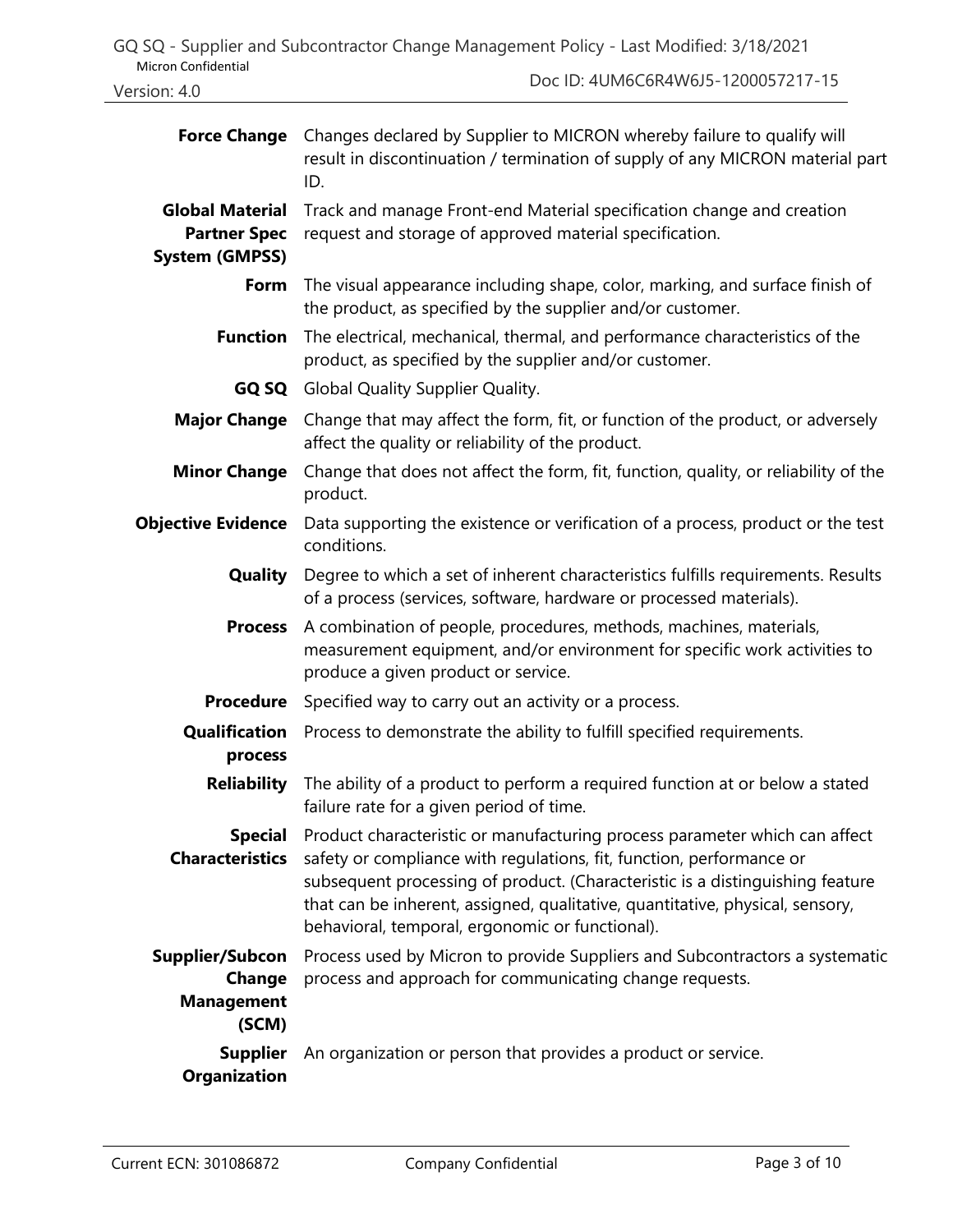| | |
|---|---|
| **Force Change** | Changes declared by Supplier to MICRON whereby failure to qualify will result in discontinuation / termination of supply of any MICRON material part ID. |
| **Global Material Partner Spec System (GMPSS)** | Track and manage Front-end Material specification change and creation request and storage of approved material specification. |
| **Form** | The visual appearance including shape, color, marking, and surface finish of the product, as specified by the supplier and/or customer. |
| **Function** | The electrical, mechanical, thermal, and performance characteristics of the product, as specified by the supplier and/or customer. |
| **GQ SQ** | Global Quality Supplier Quality. |
| **Major Change** | Change that may affect the form, fit, or function of the product, or adversely affect the quality or reliability of the product. |
| **Minor Change** | Change that does not affect the form, fit, function, quality, or reliability of the product. |
| **Objective Evidence** | Data supporting the existence or verification of a process, product or the test conditions. |
| **Quality** | Degree to which a set of inherent characteristics fulfills requirements. Results of a process (services, software, hardware or processed materials). |
| **Process** | A combination of people, procedures, methods, machines, materials, measurement equipment, and/or environment for specific work activities to produce a given product or service. |
| **Procedure** | Specified way to carry out an activity or a process. |
| **Qualification process** | Process to demonstrate the ability to fulfill specified requirements. |
| **Reliability** | The ability of a product to perform a required function at or below a stated failure rate for a given period of time. |
| **Special Characteristics** | Product characteristic or manufacturing process parameter which can affect safety or compliance with regulations, fit, function, performance or subsequent processing of product. (Characteristic is a distinguishing feature that can be inherent, assigned, qualitative, quantitative, physical, sensory, behavioral, temporal, ergonomic or functional). |
| **Supplier/Subcon Change Management (SCM)** | Process used by Micron to provide Suppliers and Subcontractors a systematic process and approach for communicating change requests. |
| **Supplier Organization** | An organization or person that provides a product or service. |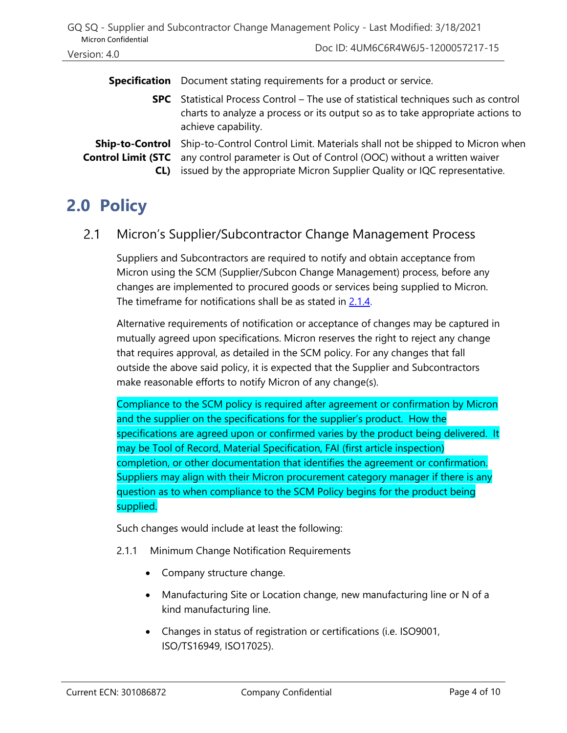| | |
|---|---|
| **Specification** | Document stating requirements for a product or service. |
| **SPC** | Statistical Process Control – The use of statistical techniques such as control charts to analyze a process or its output so as to take appropriate actions to achieve capability. |
| **Ship-to-Control Control Limit (STC CL)** | Ship-to-Control Control Limit. Materials shall not be shipped to Micron when any control parameter is Out of Control (OOC) without a written waiver issued by the appropriate Micron Supplier Quality or IQC representative. |

# 2.0 Policy

## 2.1 Micron's Supplier/Subcontractor Change Management Process

Suppliers and Subcontractors are required to notify and obtain acceptance from Micron using the SCM (Supplier/Subcon Change Management) process, before any changes are implemented to procured goods or services being supplied to Micron. The timeframe for notifications shall be as stated in 2.1.4.

Alternative requirements of notification or acceptance of changes may be captured in mutually agreed upon specifications. Micron reserves the right to reject any change that requires approval, as detailed in the SCM policy. For any changes that fall outside the above said policy, it is expected that the Supplier and Subcontractors make reasonable efforts to notify Micron of any change(s).

Compliance to the SCM policy is required after agreement or confirmation by Micron and the supplier on the specifications for the supplier's product. How the specifications are agreed upon or confirmed varies by the product being delivered. It may be Tool of Record, Material Specification, FAI (first article inspection) completion, or other documentation that identifies the agreement or confirmation. Suppliers may align with their Micron procurement category manager if there is any question as to when compliance to the SCM Policy begins for the product being supplied.

Such changes would include at least the following:

2.1.1 Minimum Change Notification Requirements

- Company structure change.
- Manufacturing Site or Location change, new manufacturing line or N of a kind manufacturing line.
- Changes in status of registration or certifications (i.e. ISO9001, ISO/TS16949, ISO17025).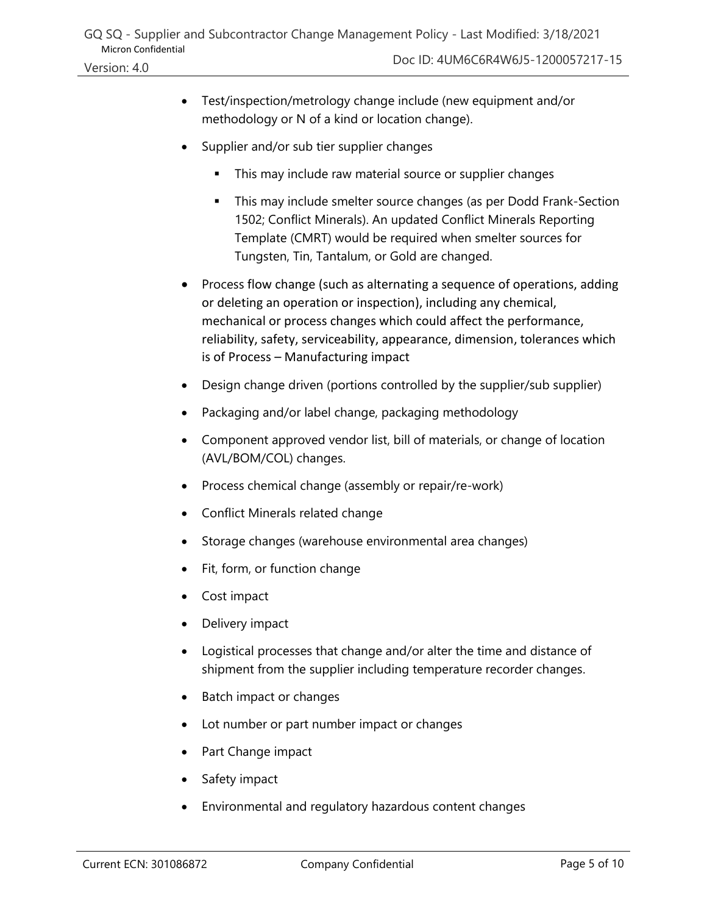- Test/inspection/metrology change include (new equipment and/or methodology or N of a kind or location change).
- Supplier and/or sub tier supplier changes
  - This may include raw material source or supplier changes
  - This may include smelter source changes (as per Dodd Frank-Section 1502; Conflict Minerals). An updated Conflict Minerals Reporting Template (CMRT) would be required when smelter sources for Tungsten, Tin, Tantalum, or Gold are changed.
- Process flow change (such as alternating a sequence of operations, adding or deleting an operation or inspection), including any chemical, mechanical or process changes which could affect the performance, reliability, safety, serviceability, appearance, dimension, tolerances which is of Process – Manufacturing impact
- Design change driven (portions controlled by the supplier/sub supplier)
- Packaging and/or label change, packaging methodology
- Component approved vendor list, bill of materials, or change of location (AVL/BOM/COL) changes.
- Process chemical change (assembly or repair/re-work)
- Conflict Minerals related change
- Storage changes (warehouse environmental area changes)
- Fit, form, or function change
- Cost impact
- Delivery impact
- Logistical processes that change and/or alter the time and distance of shipment from the supplier including temperature recorder changes.
- Batch impact or changes
- Lot number or part number impact or changes
- Part Change impact
- Safety impact
- Environmental and regulatory hazardous content changes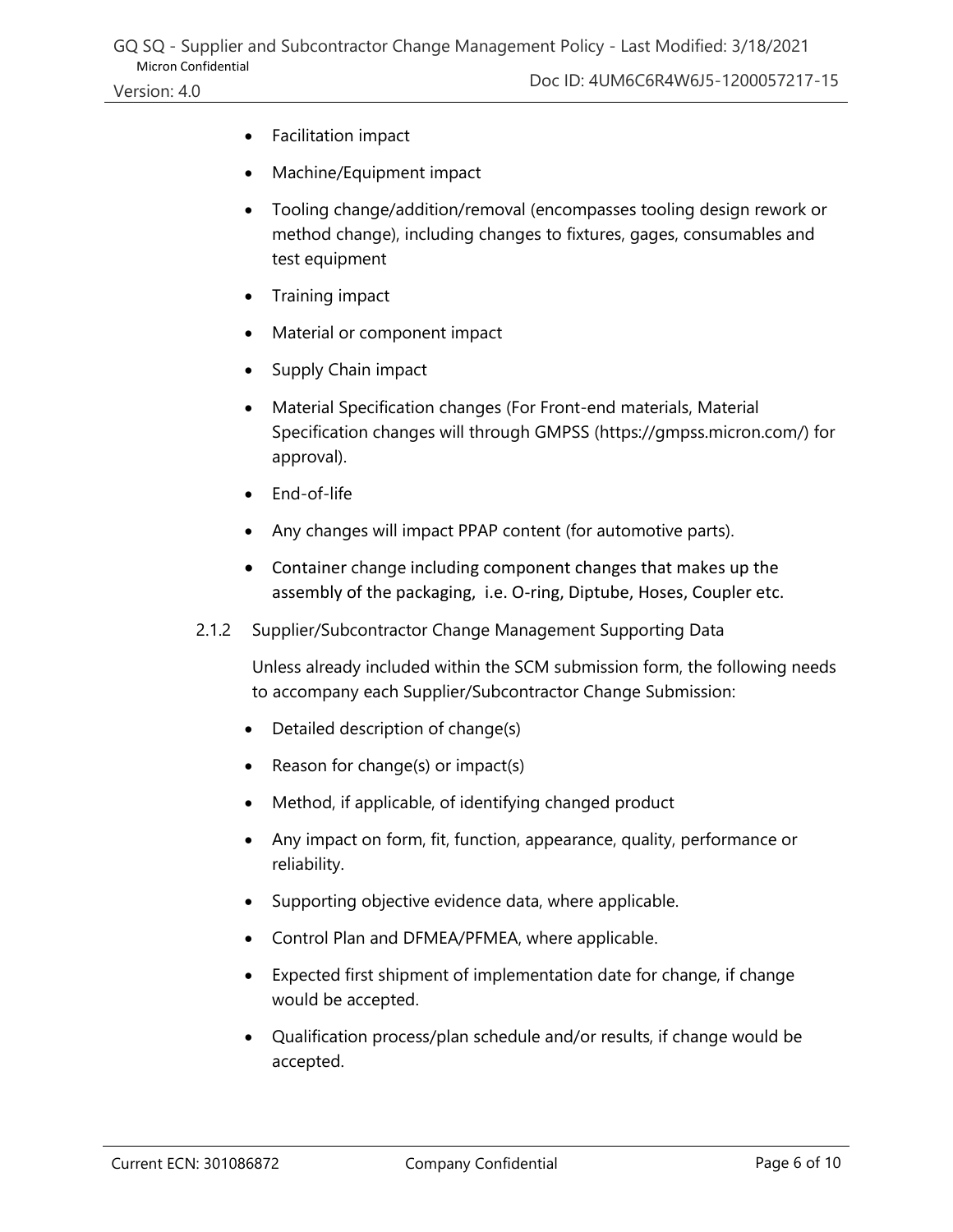- Facilitation impact
- Machine/Equipment impact
- Tooling change/addition/removal (encompasses tooling design rework or method change), including changes to fixtures, gages, consumables and test equipment
- Training impact
- Material or component impact
- Supply Chain impact
- Material Specification changes (For Front-end materials, Material Specification changes will through GMPSS (https://gmpss.micron.com/) for approval).
- End-of-life
- Any changes will impact PPAP content (for automotive parts).
- Container change including component changes that makes up the assembly of the packaging, i.e. O-ring, Diptube, Hoses, Coupler etc.

2.1.2 Supplier/Subcontractor Change Management Supporting Data

Unless already included within the SCM submission form, the following needs to accompany each Supplier/Subcontractor Change Submission:

- Detailed description of change(s)
- Reason for change(s) or impact(s)
- Method, if applicable, of identifying changed product
- Any impact on form, fit, function, appearance, quality, performance or reliability.
- Supporting objective evidence data, where applicable.
- Control Plan and DFMEA/PFMEA, where applicable.
- Expected first shipment of implementation date for change, if change would be accepted.
- Qualification process/plan schedule and/or results, if change would be accepted.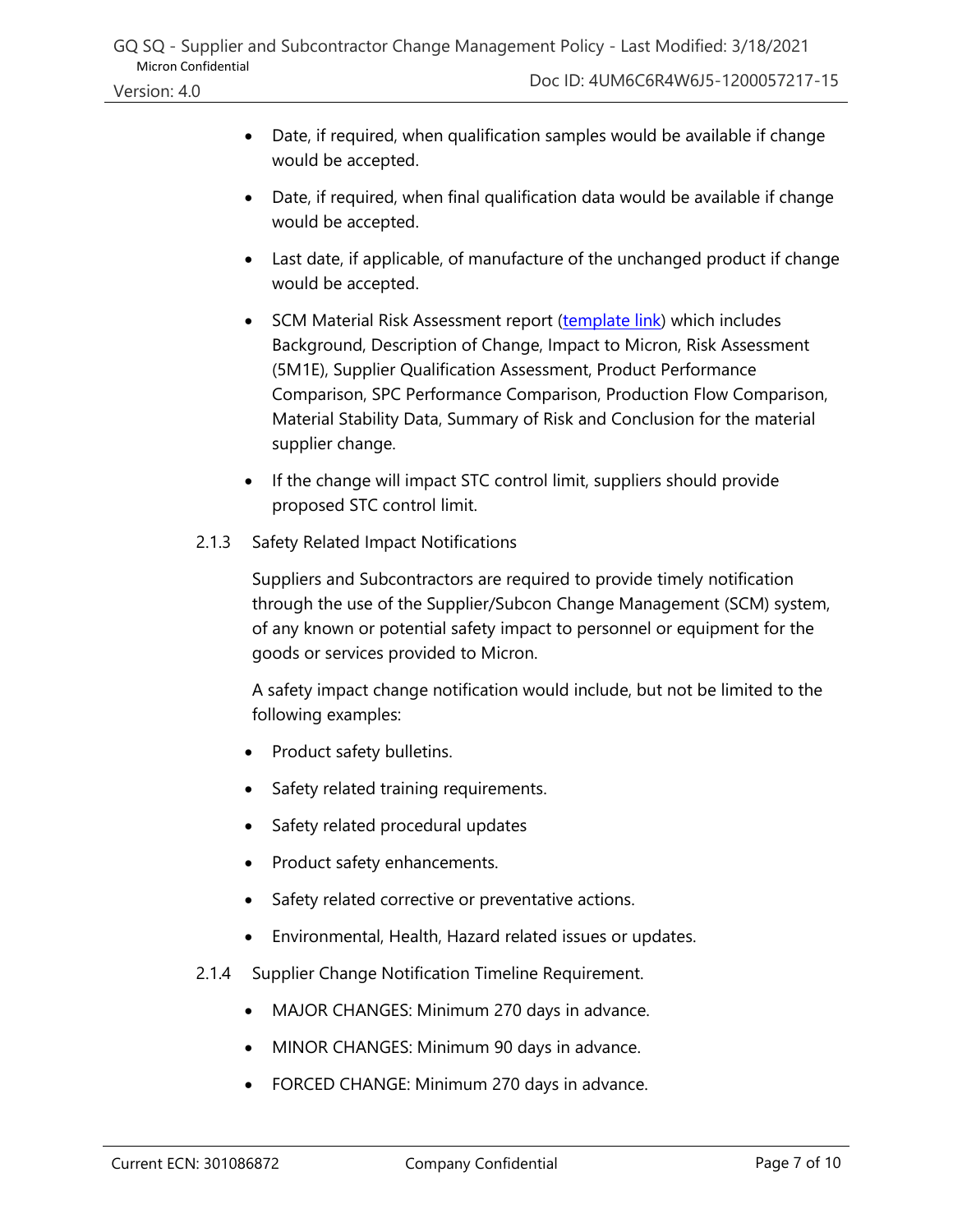- Date, if required, when qualification samples would be available if change would be accepted.
- Date, if required, when final qualification data would be available if change would be accepted.
- Last date, if applicable, of manufacture of the unchanged product if change would be accepted.
- SCM Material Risk Assessment report (template link) which includes Background, Description of Change, Impact to Micron, Risk Assessment (5M1E), Supplier Qualification Assessment, Product Performance Comparison, SPC Performance Comparison, Production Flow Comparison, Material Stability Data, Summary of Risk and Conclusion for the material supplier change.
- If the change will impact STC control limit, suppliers should provide proposed STC control limit.

#### 2.1.3 Safety Related Impact Notifications

Suppliers and Subcontractors are required to provide timely notification through the use of the Supplier/Subcon Change Management (SCM) system, of any known or potential safety impact to personnel or equipment for the goods or services provided to Micron.

A safety impact change notification would include, but not be limited to the following examples:

- Product safety bulletins.
- Safety related training requirements.
- Safety related procedural updates
- Product safety enhancements.
- Safety related corrective or preventative actions.
- Environmental, Health, Hazard related issues or updates.

#### 2.1.4 Supplier Change Notification Timeline Requirement.

- MAJOR CHANGES: Minimum 270 days in advance.
- MINOR CHANGES: Minimum 90 days in advance.
- FORCED CHANGE: Minimum 270 days in advance.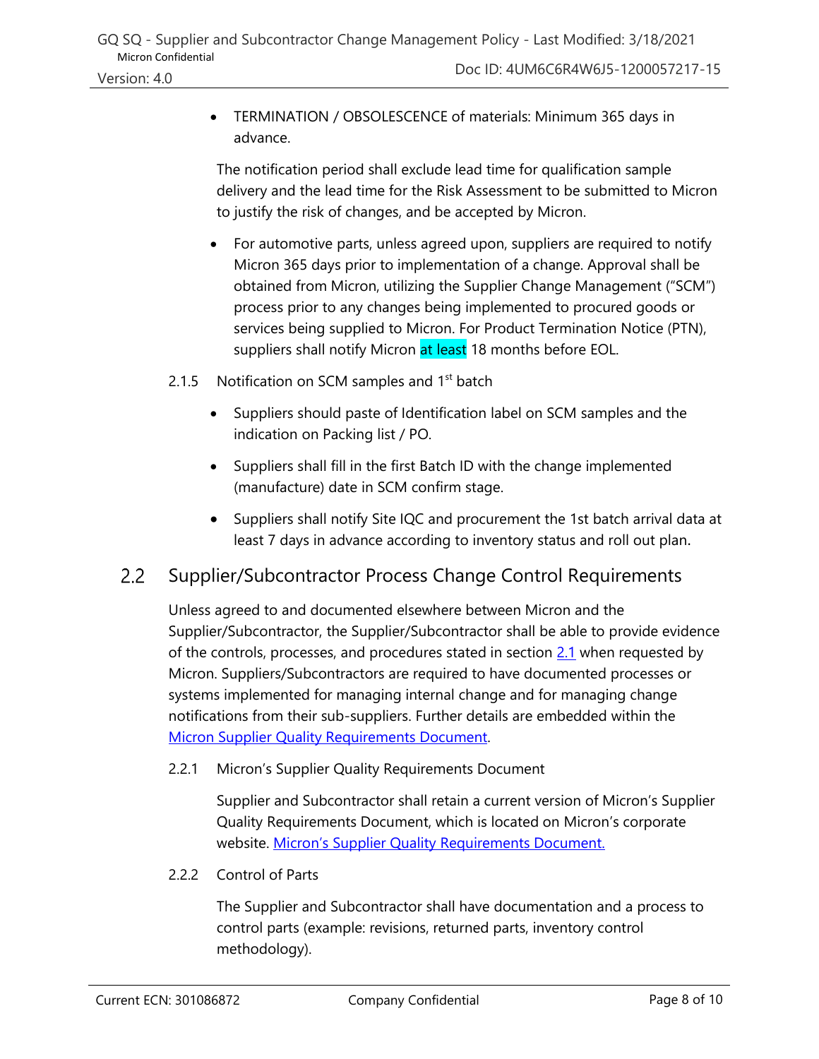- TERMINATION / OBSOLESCENCE of materials: Minimum 365 days in advance.

The notification period shall exclude lead time for qualification sample delivery and the lead time for the Risk Assessment to be submitted to Micron to justify the risk of changes, and be accepted by Micron.

- For automotive parts, unless agreed upon, suppliers are required to notify Micron 365 days prior to implementation of a change. Approval shall be obtained from Micron, utilizing the Supplier Change Management ("SCM") process prior to any changes being implemented to procured goods or services being supplied to Micron. For Product Termination Notice (PTN), suppliers shall notify Micron at least 18 months before EOL.

2.1.5 Notification on SCM samples and 1st batch

- Suppliers should paste of Identification label on SCM samples and the indication on Packing list / PO.
- Suppliers shall fill in the first Batch ID with the change implemented (manufacture) date in SCM confirm stage.
- Suppliers shall notify Site IQC and procurement the 1st batch arrival data at least 7 days in advance according to inventory status and roll out plan.

## 2.2 Supplier/Subcontractor Process Change Control Requirements

Unless agreed to and documented elsewhere between Micron and the Supplier/Subcontractor, the Supplier/Subcontractor shall be able to provide evidence of the controls, processes, and procedures stated in section 2.1 when requested by Micron. Suppliers/Subcontractors are required to have documented processes or systems implemented for managing internal change and for managing change notifications from their sub-suppliers. Further details are embedded within the Micron Supplier Quality Requirements Document.

2.2.1 Micron's Supplier Quality Requirements Document

Supplier and Subcontractor shall retain a current version of Micron's Supplier Quality Requirements Document, which is located on Micron's corporate website. Micron's Supplier Quality Requirements Document.

2.2.2 Control of Parts

The Supplier and Subcontractor shall have documentation and a process to control parts (example: revisions, returned parts, inventory control methodology).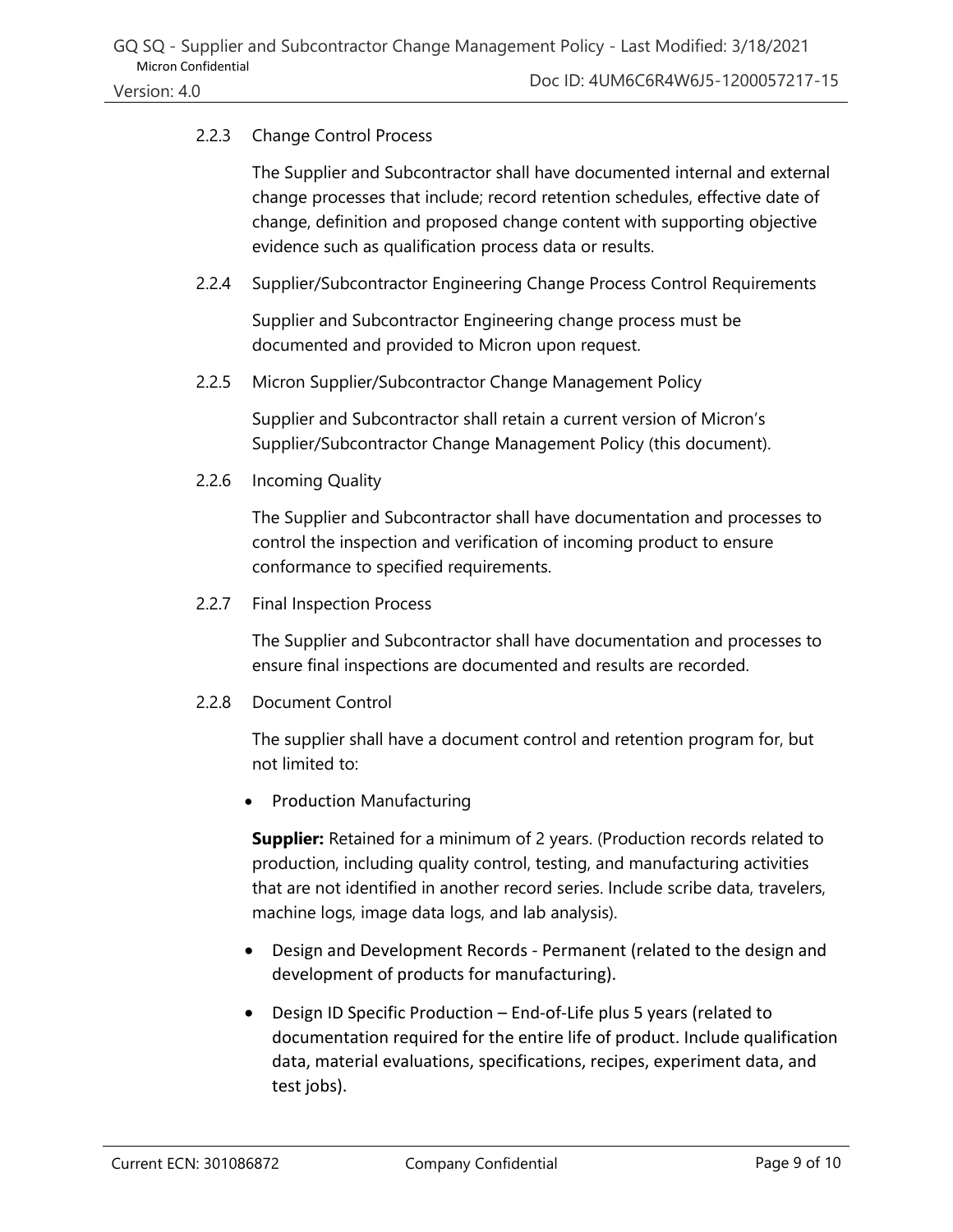### 2.2.3 Change Control Process

The Supplier and Subcontractor shall have documented internal and external change processes that include; record retention schedules, effective date of change, definition and proposed change content with supporting objective evidence such as qualification process data or results.

### 2.2.4 Supplier/Subcontractor Engineering Change Process Control Requirements

Supplier and Subcontractor Engineering change process must be documented and provided to Micron upon request.

### 2.2.5 Micron Supplier/Subcontractor Change Management Policy

Supplier and Subcontractor shall retain a current version of Micron's Supplier/Subcontractor Change Management Policy (this document).

### 2.2.6 Incoming Quality

The Supplier and Subcontractor shall have documentation and processes to control the inspection and verification of incoming product to ensure conformance to specified requirements.

### 2.2.7 Final Inspection Process

The Supplier and Subcontractor shall have documentation and processes to ensure final inspections are documented and results are recorded.

### 2.2.8 Document Control

The supplier shall have a document control and retention program for, but not limited to:

- Production Manufacturing

  **Supplier:** Retained for a minimum of 2 years. (Production records related to production, including quality control, testing, and manufacturing activities that are not identified in another record series. Include scribe data, travelers, machine logs, image data logs, and lab analysis).

- Design and Development Records - Permanent (related to the design and development of products for manufacturing).
- Design ID Specific Production – End-of-Life plus 5 years (related to documentation required for the entire life of product. Include qualification data, material evaluations, specifications, recipes, experiment data, and test jobs).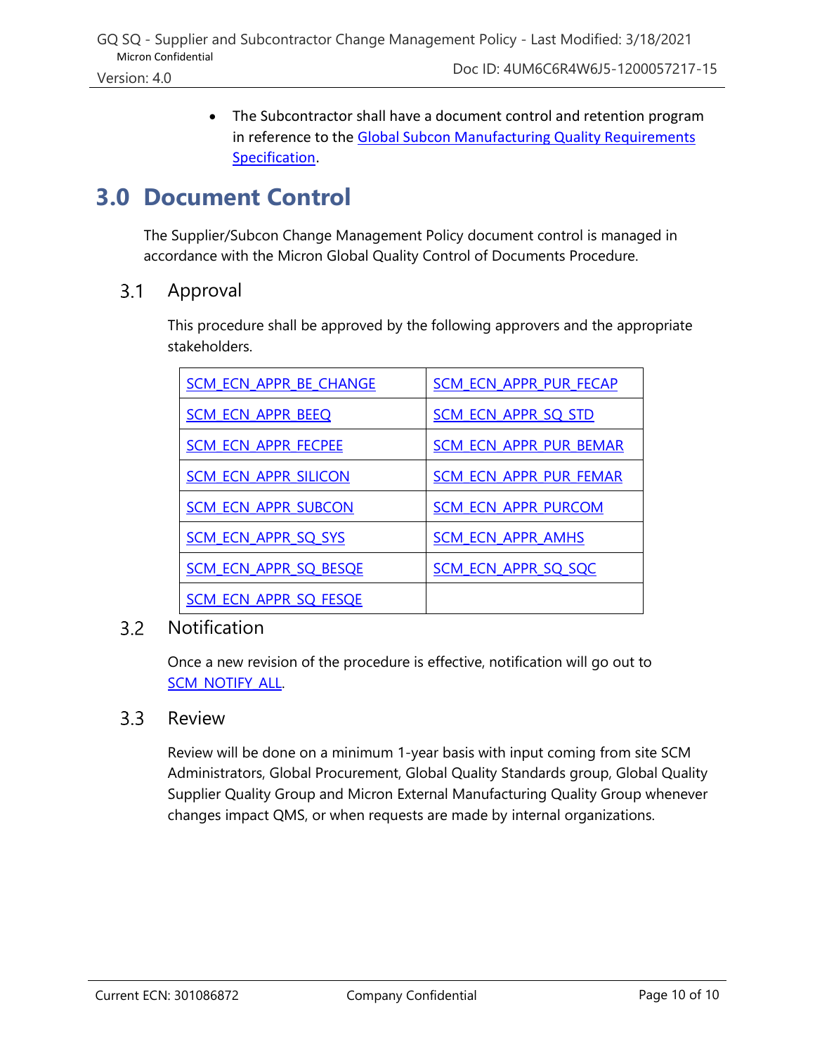- The Subcontractor shall have a document control and retention program in reference to the Global Subcon Manufacturing Quality Requirements Specification.

# 3.0 Document Control

The Supplier/Subcon Change Management Policy document control is managed in accordance with the Micron Global Quality Control of Documents Procedure.

## 3.1 Approval

This procedure shall be approved by the following approvers and the appropriate stakeholders.

| | |
|---|---|
| SCM_ECN_APPR_BE_CHANGE | SCM_ECN_APPR_PUR_FECAP |
| SCM_ECN_APPR_BEEQ | SCM_ECN_APPR_SQ_STD |
| SCM_ECN_APPR_FECPEE | SCM_ECN_APPR_PUR_BEMAR |
| SCM_ECN_APPR_SILICON | SCM_ECN_APPR_PUR_FEMAR |
| SCM_ECN_APPR_SUBCON | SCM_ECN_APPR_PURCOM |
| SCM_ECN_APPR_SQ_SYS | SCM_ECN_APPR_AMHS |
| SCM_ECN_APPR_SQ_BESQE | SCM_ECN_APPR_SQ_SQC |
| SCM_ECN_APPR_SQ_FESQE | |

## 3.2 Notification

Once a new revision of the procedure is effective, notification will go out to SCM_NOTIFY_ALL.

## 3.3 Review

Review will be done on a minimum 1-year basis with input coming from site SCM Administrators, Global Procurement, Global Quality Standards group, Global Quality Supplier Quality Group and Micron External Manufacturing Quality Group whenever changes impact QMS, or when requests are made by internal organizations.